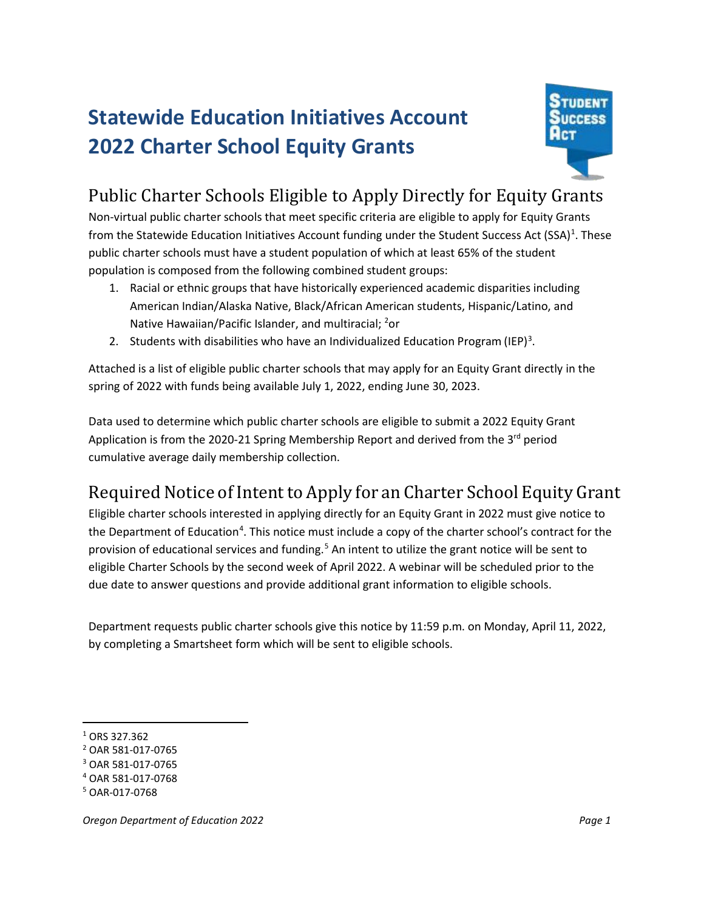# Statewide Education Initiatives Account
# 2022 Charter School Equity Grants

## Public Charter Schools Eligible to Apply Directly for Equity Grants

Non-virtual public charter schools that meet specific criteria are eligible to apply for Equity Grants from the Statewide Education Initiatives Account funding under the Student Success Act (SSA)[1]. These public charter schools must have a student population of which at least 65% of the student population is composed from the following combined student groups:

1. Racial or ethnic groups that have historically experienced academic disparities including American Indian/Alaska Native, Black/African American students, Hispanic/Latino, and Native Hawaiian/Pacific Islander, and multiracial; [2]or
2. Students with disabilities who have an Individualized Education Program (IEP)[3].

Attached is a list of eligible public charter schools that may apply for an Equity Grant directly in the spring of 2022 with funds being available July 1, 2022, ending June 30, 2023.

Data used to determine which public charter schools are eligible to submit a 2022 Equity Grant Application is from the 2020-21 Spring Membership Report and derived from the 3rd period cumulative average daily membership collection.

## Required Notice of Intent to Apply for an Charter School Equity Grant

Eligible charter schools interested in applying directly for an Equity Grant in 2022 must give notice to the Department of Education[4]. This notice must include a copy of the charter school's contract for the provision of educational services and funding.[5] An intent to utilize the grant notice will be sent to eligible Charter Schools by the second week of April 2022. A webinar will be scheduled prior to the due date to answer questions and provide additional grant information to eligible schools.

Department requests public charter schools give this notice by 11:59 p.m. on Monday, April 11, 2022, by completing a Smartsheet form which will be sent to eligible schools.

[1] ORS 327.362
[2] OAR 581-017-0765
[3] OAR 581-017-0765
[4] OAR 581-017-0768
[5] OAR-017-0768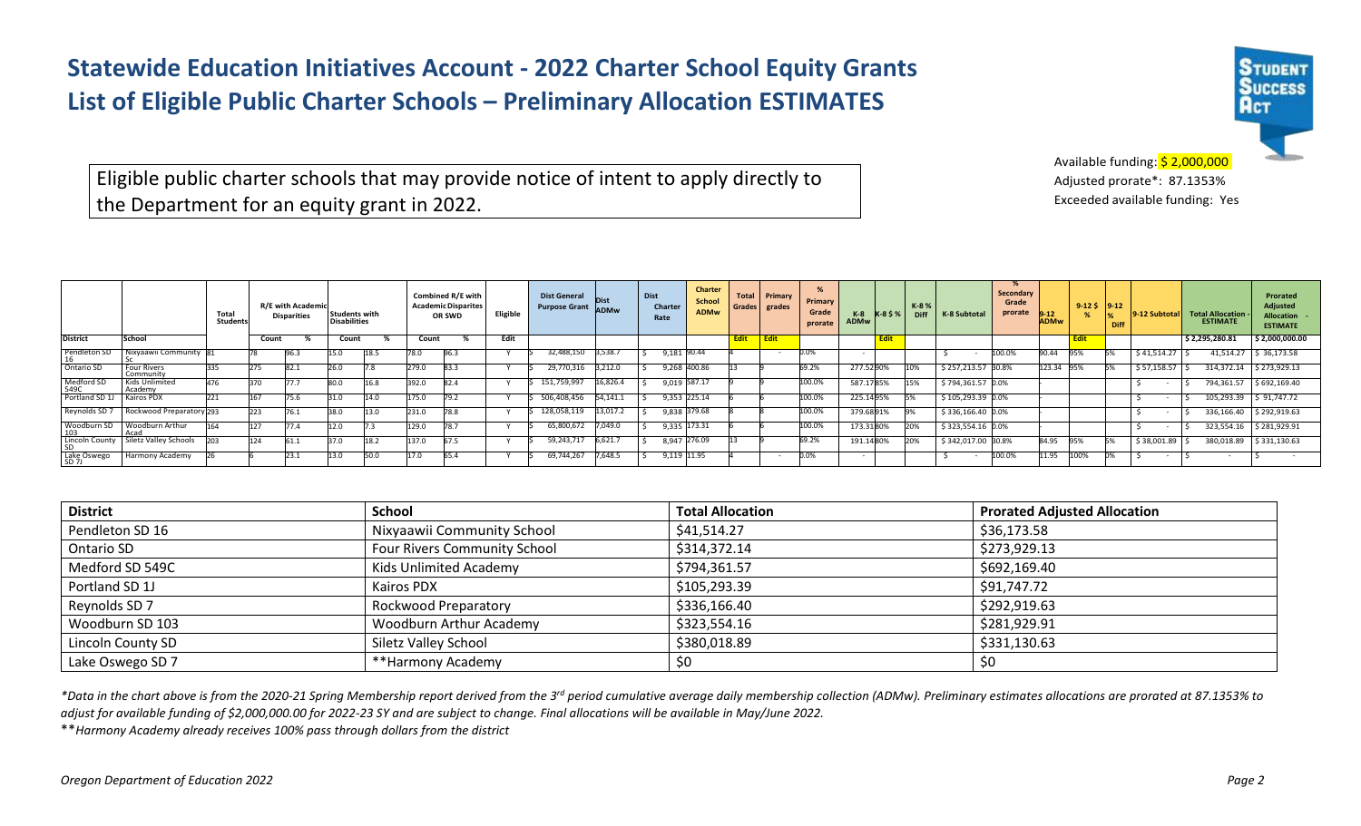# Statewide Education Initiatives Account - 2022 Charter School Equity Grants

# List of Eligible Public Charter Schools – Preliminary Allocation ESTIMATES

Available funding: $ 2,000,000
Adjusted prorate*: 87.1353%
Exceeded available funding: Yes

Eligible public charter schools that may provide notice of intent to apply directly to the Department for an equity grant in 2022.

| District | School | Total Students | R/E with Academic Disparities | | Students with Disabilities | | Combined R/E with Academic Disparites OR SWD | | Eligible | Dist General Purpose Grant | Dist ADMw | Dist Charter Rate | Charter School ADMw | Total Grades | Primary grades | % Primary Grade prorate | K-8 ADMw | K-8 $ % | K-8 % Diff | K-8 Subtotal | % Secondary Grade prorate | 9-12 ADMw | 9-12 $ % | 9-12 % Diff | 9-12 Subtotal | Total Allocation - ESTIMATE | Prorated Adjusted Allocation - ESTIMATE |
|---|---|---|---|---|---|---|---|---|---|---|---|---|---|---|---|---|---|---|---|---|---|---|---|---|---|---|---|
| | | | Count | % | Count | % | Count | % | Edit | | | | | Edit | Edit | | | Edit | | | | | Edit | | | $ 2,295,280.81 | $ 2,000,000.00 |
| Pendleton SD 16 | Nixyaawii Community Sc | 81 | 78 | 96.3 | 15.0 | 18.5 | 78.0 | 96.3 | Y | $ 32,488,150 | 3,538.7 | $ 9,181 | 90.44 | 4 | - | 0.0% | - | | | $ - | 100.0% | 90.44 | 95% | 5% | $ 41,514.27 | $ 41,514.27 | $ 36,173.58 |
| Ontario SD | Four Rivers Community | 335 | 275 | 82.1 | 26.0 | 7.8 | 279.0 | 83.3 | Y | $ 29,770,316 | 3,212.0 | $ 9,268 | 400.86 | 13 | 9 | 69.2% | 277.52 | 90% | 10% | $ 257,213.57 | 30.8% | 123.34 | 95% | 5% | $ 57,158.57 | $ 314,372.14 | $ 273,929.13 |
| Medford SD 549C | Kids Unlimited Academy | 476 | 370 | 77.7 | 80.0 | 16.8 | 392.0 | 82.4 | Y | $ 151,759,997 | 16,826.4 | $ 9,019 | 587.17 | 9 | 9 | 100.0% | 587.17 | 85% | 15% | $ 794,361.57 | 0.0% | | | | $ - | $ 794,361.57 | $ 692,169.40 |
| Portland SD 1J | Kairos PDX | 221 | 167 | 75.6 | 31.0 | 14.0 | 175.0 | 79.2 | Y | $ 506,408,456 | 54,141.1 | $ 9,353 | 225.14 | 6 | 6 | 100.0% | 225.14 | 95% | 5% | $ 105,293.39 | 0.0% | | | | $ - | $ 105,293.39 | $ 91,747.72 |
| Reynolds SD 7 | Rockwood Preparatory | 293 | 223 | 76.1 | 38.0 | 13.0 | 231.0 | 78.8 | Y | $ 128,058,119 | 13,017.2 | $ 9,838 | 379.68 | 8 | 8 | 100.0% | 379.68 | 91% | 9% | $ 336,166.40 | 0.0% | | | | $ - | $ 336,166.40 | $ 292,919.63 |
| Woodburn SD 103 | Woodburn Arthur Acad | 164 | 127 | 77.4 | 12.0 | 7.3 | 129.0 | 78.7 | Y | $ 65,800,672 | 7,049.0 | $ 9,335 | 173.31 | 6 | 6 | 100.0% | 173.31 | 80% | 20% | $ 323,554.16 | 0.0% | | | | $ - | $ 323,554.16 | $ 281,929.91 |
| Lincoln County SD | Siletz Valley Schools | 203 | 124 | 61.1 | 37.0 | 18.2 | 137.0 | 67.5 | Y | $ 59,243,717 | 6,621.7 | $ 8,947 | 276.09 | 13 | 9 | 69.2% | 191.14 | 80% | 20% | $ 342,017.00 | 30.8% | 84.95 | 95% | 5% | $ 38,001.89 | $ 380,018.89 | $ 331,130.63 |
| Lake Oswego SD 7J | Harmony Academy | 26 | 6 | 23.1 | 13.0 | 50.0 | 17.0 | 65.4 | Y | $ 69,744,267 | 7,648.5 | $ 9,119 | 11.95 | 4 | - | 0.0% | - | | | $ - | 100.0% | 11.95 | 100% | 0% | $ - | $ - | $ - |

| District | School | Total Allocation | Prorated Adjusted Allocation |
|---|---|---|---|
| Pendleton SD 16 | Nixyaawii Community School | $41,514.27 | $36,173.58 |
| Ontario SD | Four Rivers Community School | $314,372.14 | $273,929.13 |
| Medford SD 549C | Kids Unlimited Academy | $794,361.57 | $692,169.40 |
| Portland SD 1J | Kairos PDX | $105,293.39 | $91,747.72 |
| Reynolds SD 7 | Rockwood Preparatory | $336,166.40 | $292,919.63 |
| Woodburn SD 103 | Woodburn Arthur Academy | $323,554.16 | $281,929.91 |
| Lincoln County SD | Siletz Valley School | $380,018.89 | $331,130.63 |
| Lake Oswego SD 7 | **Harmony Academy | $0 | $0 |

*\*Data in the chart above is from the 2020-21 Spring Membership report derived from the 3rd period cumulative average daily membership collection (ADMw). Preliminary estimates allocations are prorated at 87.1353% to adjust for available funding of $2,000,000.00 for 2022-23 SY and are subject to change. Final allocations will be available in May/June 2022.*

*\*\*Harmony Academy already receives 100% pass through dollars from the district*